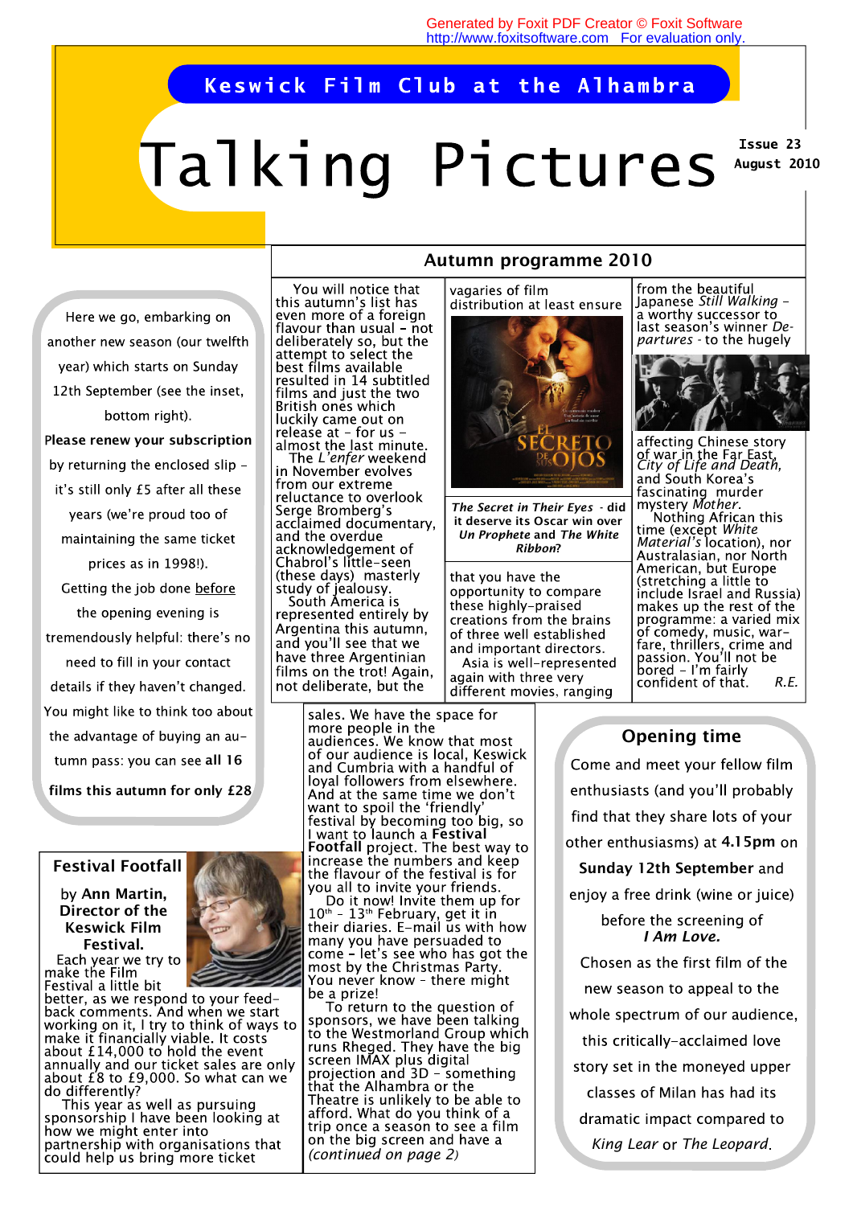Keswick Film Club at the Alhambra

# Talking Pictures

**Issue 23**
**August 2010**

Here we go, embarking on another new season (our twelfth year) which starts on Sunday 12th September (see the inset, bottom right).

**Please renew your subscription** by returning the enclosed slip – it's still only £5 after all these years (we're proud too of maintaining the same ticket prices as in 1998!).

Getting the job done before the opening evening is tremendously helpful: there's no need to fill in your contact details if they haven't changed.

You might like to think too about the advantage of buying an autumn pass: you can see **all 16 films this autumn for only £28**

## Autumn programme 2010

You will notice that this autumn's list has even more of a foreign flavour than usual – not deliberately so, but the attempt to select the best films available resulted in 14 subtitled films and just the two British ones which luckily came out on release at – for us – almost the last minute.

The *L'enfer* weekend in November evolves from our extreme reluctance to overlook Serge Bromberg's acclaimed documentary, and the overdue acknowledgement of Chabrol's little-seen (these days) mastery study of jealousy.

South America is represented entirely by Argentina this autumn, and you'll see that we have three Argentinian films on the trot! Again, not deliberate, but the vagaries of film distribution at least ensure

***The Secret in Their Eyes*** **- did it deserve its Oscar win over** ***Un Prophete*** **and** ***The White Ribbon*****?**

that you have the opportunity to compare these highly-praised creations from the brains of three well established and important directors.

Asia is well-represented again with three very different movies, ranging from the beautiful Japanese *Still Walking* – a worthy successor to last season's winner *Departures* - to the hugely affecting Chinese story of war in the Far East, *City of Life and Death*, and South Korea's fascinating murder mystery *Mother*.

Nothing African this time (except *White Material's* location), nor Australasian, nor North American, but Europe (stretching a little to include Israel and Russia) makes up the rest of the programme: a varied mix of comedy, music, warfare, thrillers, crime and passion. You'll not be bored – I'm fairly confident of that. *R.E.*

## Festival Footfall

**by Ann Martin, Director of the Keswick Film Festival.**

Each year we try to make the Film Festival a little bit better, as we respond to your feedback comments. And when we start working on it, I try to think of ways to make it financially viable. It costs about £14,000 to hold the event annually and our ticket sales are only about £8 to £9,000. So what can we do differently?

This year as well as pursuing sponsorship I have been looking at how we might enter into partnership with organisations that could help us bring more ticket sales. We have the space for more people in the audiences. We know that most of our audience is local, Keswick and Cumbria with a handful of loyal followers from elsewhere. And at the same time we don't want to spoil the 'friendly' festival by becoming too big, so I want to launch a **Festival Footfall** project. The best way to increase the numbers and keep the flavour of the festival is for you all to invite your friends.

Do it now! Invite them up for 10th – 13th February, get it in their diaries. E-mail us with how many you have persuaded to come – let's see who has got the most by the Christmas Party. You never know – there might be a prize!

To return to the question of sponsors, we have been talking to the Westmorland Group which runs Rheged. They have the big screen IMAX plus digital projection and 3D – something that the Alhambra or the Theatre is unlikely to be able to afford. What do you think of a trip once a season to see a film on the big screen and have a *(continued on page 2)*

## Opening time

Come and meet your fellow film enthusiasts (and you'll probably find that they share lots of your other enthusiasms) at **4.15pm** on **Sunday 12th September** and enjoy a free drink (wine or juice) before the screening of ***I Am Love.***

Chosen as the first film of the new season to appeal to the whole spectrum of our audience, this critically-acclaimed love story set in the moneyed upper classes of Milan has had its dramatic impact compared to *King Lear* or *The Leopard*.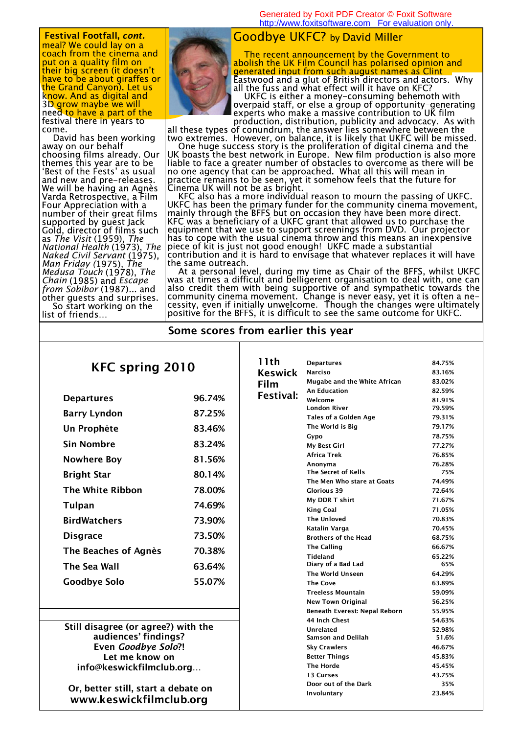**Festival Footfall, *cont.***

meal? We could lay on a coach from the cinema and put on a quality film on their big screen (it doesn't have to be about giraffes or the Grand Canyon). Let us know. And as digital and 3D grow maybe we will need to have a part of the festival there in years to come.

David has been working away on our behalf choosing films already. Our themes this year are to be 'Best of the Fests' as usual and new and pre-releases. We will be having an Agnès Varda Retrospective, a Film Four Appreciation with a number of their great films supported by guest Jack Gold, director of films such as *The Visit* (1959), *The National Health* (1973), *The Naked Civil Servant* (1975), *Man Friday* (1975), *The Medusa Touch* (1978), *The Chain* (1985) and *Escape from Sobibor* (1987)... and other guests and surprises.

So start working on the list of friends...

## Goodbye UKFC? by David Miller

The recent announcement by the Government to abolish the UK Film Council has polarised opinion and generated input from such august names as Clint Eastwood and a glut of British directors and actors. Why all the fuss and what effect will it have on KFC?

UKFC is either a money-consuming behemoth with overpaid staff, or else a group of opportunity-generating experts who make a massive contribution to UK film production, distribution, publicity and advocacy. As with all these types of conundrum, the answer lies somewhere between the two extremes. However, on balance, it is likely that UKFC will be missed.

One huge success story is the proliferation of digital cinema and the UK boasts the best network in Europe. New film production is also more liable to face a greater number of obstacles to overcome as there will be no one agency that can be approached. What all this will mean in practice remains to be seen, yet it somehow feels that the future for Cinema UK will not be as bright.

KFC also has a more individual reason to mourn the passing of UKFC. UKFC has been the primary funder for the community cinema movement, mainly through the BFFS but on occasion they have been more direct. KFC was a beneficiary of a UKFC grant that allowed us to purchase the equipment that we use to support screenings from DVD. Our projector has to cope with the usual cinema throw and this means an inexpensive piece of kit is just not good enough! UKFC made a substantial contribution and it is hard to envisage that whatever replaces it will have the same outreach.

At a personal level, during my time as Chair of the BFFS, whilst UKFC was at times a difficult and belligerent organisation to deal with, one can also credit them with being supportive of and sympathetic towards the community cinema movement. Change is never easy, yet it is often a necessity, even if initially unwelcome. Though the changes were ultimately positive for the BFFS, it is difficult to see the same outcome for UKFC.

## Some scores from earlier this year

### KFC spring 2010

| | |
|---|---|
| Departures | 96.74% |
| Barry Lyndon | 87.25% |
| Un Prophète | 83.46% |
| Sin Nombre | 83.24% |
| Nowhere Boy | 81.56% |
| Bright Star | 80.14% |
| The White Ribbon | 78.00% |
| Tulpan | 74.69% |
| BirdWatchers | 73.90% |
| Disgrace | 73.50% |
| The Beaches of Agnès | 70.38% |
| The Sea Wall | 63.64% |
| Goodbye Solo | 55.07% |

**Still disagree (or agree?) with the audiences' findings? Even *Goodbye Solo*?! Let me know on info@keswickfilmclub.org...**

**Or, better still, start a debate on www.keswickfilmclub.org**

### 11th Keswick Film Festival:

| | |
|---|---|
| Departures | 84.75% |
| Narciso | 83.16% |
| Mugabe and the White African | 83.02% |
| An Education | 82.59% |
| Welcome | 81.91% |
| London River | 79.59% |
| Tales of a Golden Age | 79.31% |
| The World is Big | 79.17% |
| Gypo | 78.75% |
| My Best Girl | 77.27% |
| Africa Trek | 76.85% |
| Anonyma | 76.28% |
| The Secret of Kells | 75% |
| The Men Who stare at Goats | 74.49% |
| Glorious 39 | 72.64% |
| My DDR T shirt | 71.67% |
| King Coal | 71.05% |
| The Unloved | 70.83% |
| Katalin Varga | 70.45% |
| Brothers of the Head | 68.75% |
| The Calling | 66.67% |
| Tideland | 65.22% |
| Diary of a Bad Lad | 65% |
| The World Unseen | 64.29% |
| The Cove | 63.89% |
| Treeless Mountain | 59.09% |
| New Town Original | 56.25% |
| Beneath Everest: Nepal Reborn | 55.95% |
| 44 Inch Chest | 54.63% |
| Unrelated | 52.98% |
| Samson and Delilah | 51.6% |
| Sky Crawlers | 46.67% |
| Better Things | 45.83% |
| The Horde | 45.45% |
| 13 Curses | 43.75% |
| Door out of the Dark | 35% |
| Involuntary | 23.84% |